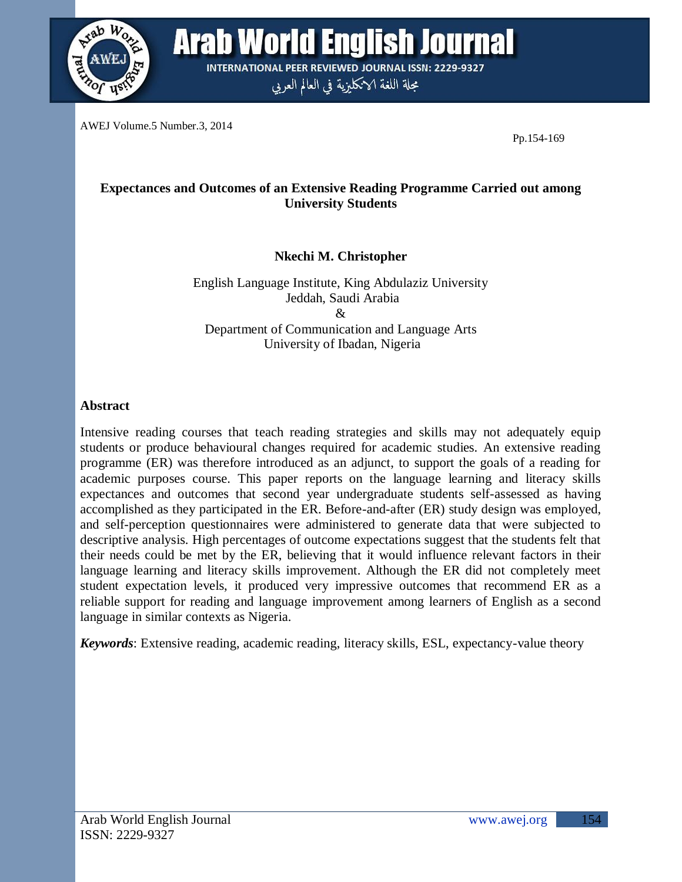# Expectances and Outcomes of an Extensive Reading Programme Carried out among University Students

**Nkechi M. Christopher**

English Language Institute, King Abdulaziz University
Jeddah, Saudi Arabia
&
Department of Communication and Language Arts
University of Ibadan, Nigeria

## Abstract

Intensive reading courses that teach reading strategies and skills may not adequately equip students or produce behavioural changes required for academic studies. An extensive reading programme (ER) was therefore introduced as an adjunct, to support the goals of a reading for academic purposes course. This paper reports on the language learning and literacy skills expectances and outcomes that second year undergraduate students self-assessed as having accomplished as they participated in the ER. Before-and-after (ER) study design was employed, and self-perception questionnaires were administered to generate data that were subjected to descriptive analysis. High percentages of outcome expectations suggest that the students felt that their needs could be met by the ER, believing that it would influence relevant factors in their language learning and literacy skills improvement. Although the ER did not completely meet student expectation levels, it produced very impressive outcomes that recommend ER as a reliable support for reading and language improvement among learners of English as a second language in similar contexts as Nigeria.

***Keywords***: Extensive reading, academic reading, literacy skills, ESL, expectancy-value theory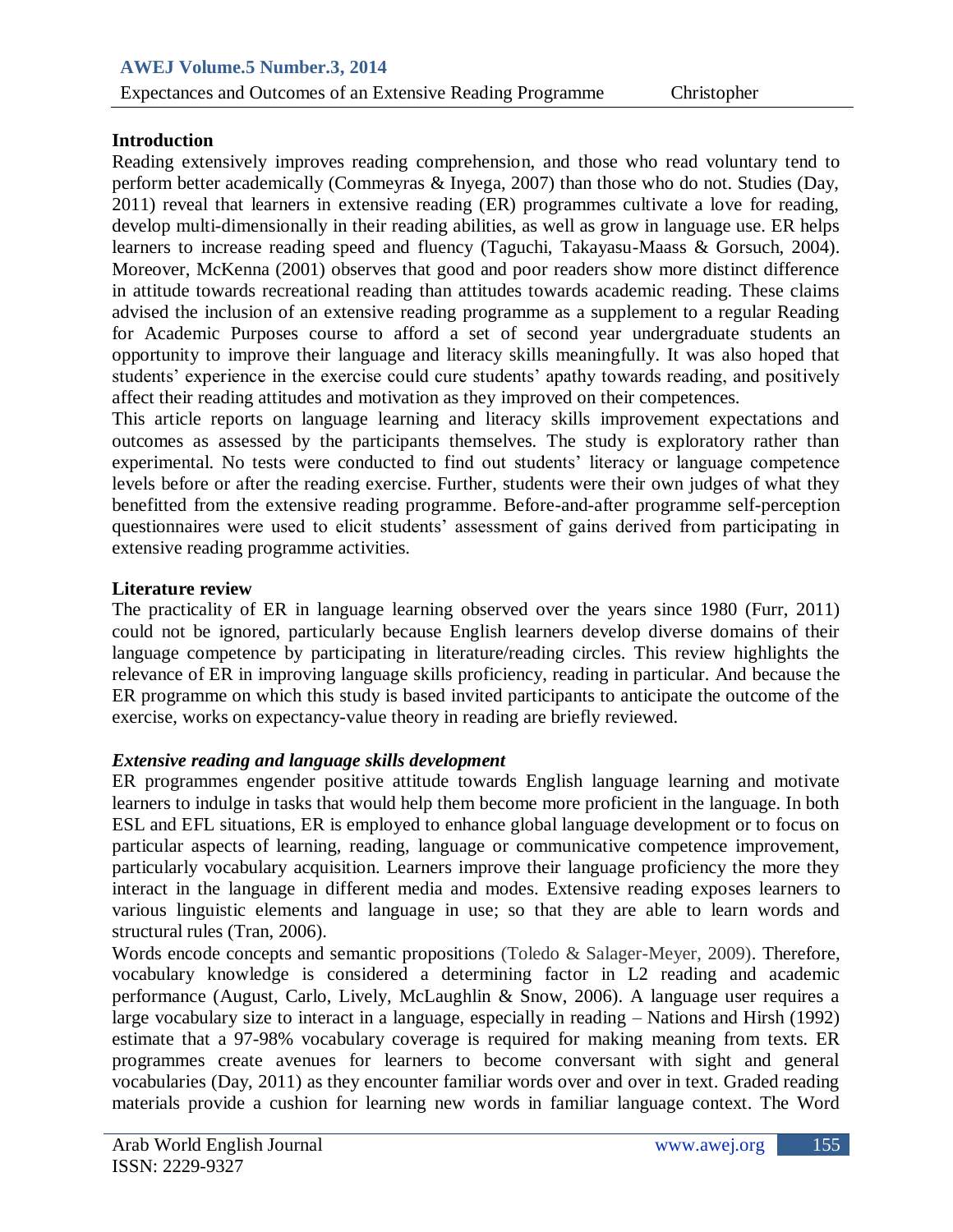## Introduction

Reading extensively improves reading comprehension, and those who read voluntary tend to perform better academically (Commeyras & Inyega, 2007) than those who do not. Studies (Day, 2011) reveal that learners in extensive reading (ER) programmes cultivate a love for reading, develop multi-dimensionally in their reading abilities, as well as grow in language use. ER helps learners to increase reading speed and fluency (Taguchi, Takayasu-Maass & Gorsuch, 2004). Moreover, McKenna (2001) observes that good and poor readers show more distinct difference in attitude towards recreational reading than attitudes towards academic reading. These claims advised the inclusion of an extensive reading programme as a supplement to a regular Reading for Academic Purposes course to afford a set of second year undergraduate students an opportunity to improve their language and literacy skills meaningfully. It was also hoped that students' experience in the exercise could cure students' apathy towards reading, and positively affect their reading attitudes and motivation as they improved on their competences.

This article reports on language learning and literacy skills improvement expectations and outcomes as assessed by the participants themselves. The study is exploratory rather than experimental. No tests were conducted to find out students' literacy or language competence levels before or after the reading exercise. Further, students were their own judges of what they benefitted from the extensive reading programme. Before-and-after programme self-perception questionnaires were used to elicit students' assessment of gains derived from participating in extensive reading programme activities.

## Literature review

The practicality of ER in language learning observed over the years since 1980 (Furr, 2011) could not be ignored, particularly because English learners develop diverse domains of their language competence by participating in literature/reading circles. This review highlights the relevance of ER in improving language skills proficiency, reading in particular. And because the ER programme on which this study is based invited participants to anticipate the outcome of the exercise, works on expectancy-value theory in reading are briefly reviewed.

### *Extensive reading and language skills development*

ER programmes engender positive attitude towards English language learning and motivate learners to indulge in tasks that would help them become more proficient in the language. In both ESL and EFL situations, ER is employed to enhance global language development or to focus on particular aspects of learning, reading, language or communicative competence improvement, particularly vocabulary acquisition. Learners improve their language proficiency the more they interact in the language in different media and modes. Extensive reading exposes learners to various linguistic elements and language in use; so that they are able to learn words and structural rules (Tran, 2006).

Words encode concepts and semantic propositions (Toledo & Salager-Meyer, 2009). Therefore, vocabulary knowledge is considered a determining factor in L2 reading and academic performance (August, Carlo, Lively, McLaughlin & Snow, 2006). A language user requires a large vocabulary size to interact in a language, especially in reading – Nations and Hirsh (1992) estimate that a 97-98% vocabulary coverage is required for making meaning from texts. ER programmes create avenues for learners to become conversant with sight and general vocabularies (Day, 2011) as they encounter familiar words over and over in text. Graded reading materials provide a cushion for learning new words in familiar language context. The Word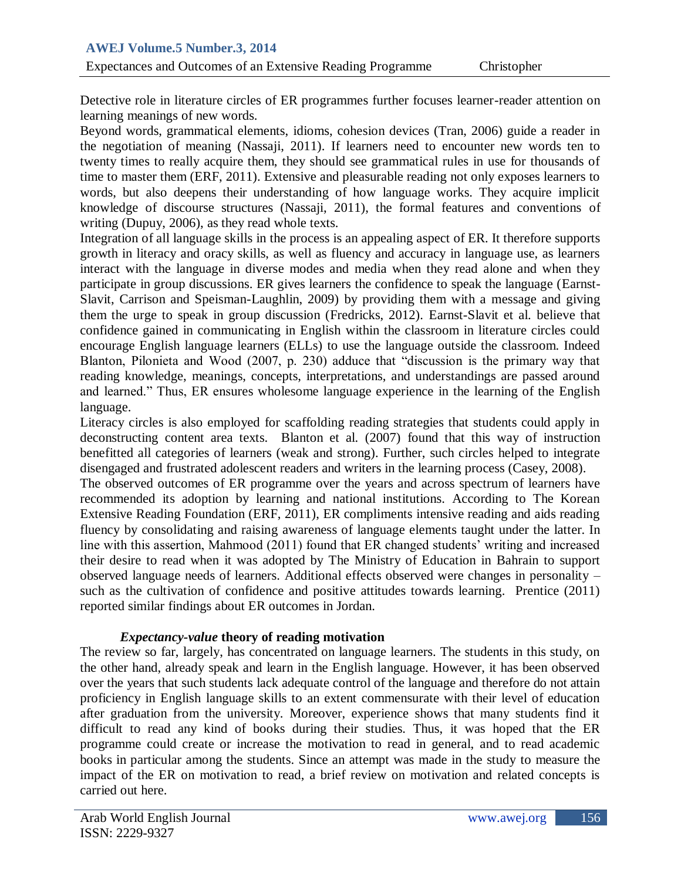Detective role in literature circles of ER programmes further focuses learner-reader attention on learning meanings of new words.

Beyond words, grammatical elements, idioms, cohesion devices (Tran, 2006) guide a reader in the negotiation of meaning (Nassaji, 2011). If learners need to encounter new words ten to twenty times to really acquire them, they should see grammatical rules in use for thousands of time to master them (ERF, 2011). Extensive and pleasurable reading not only exposes learners to words, but also deepens their understanding of how language works. They acquire implicit knowledge of discourse structures (Nassaji, 2011), the formal features and conventions of writing (Dupuy, 2006), as they read whole texts.

Integration of all language skills in the process is an appealing aspect of ER. It therefore supports growth in literacy and oracy skills, as well as fluency and accuracy in language use, as learners interact with the language in diverse modes and media when they read alone and when they participate in group discussions. ER gives learners the confidence to speak the language (Earnst-Slavit, Carrison and Speisman-Laughlin, 2009) by providing them with a message and giving them the urge to speak in group discussion (Fredricks, 2012). Earnst-Slavit et al. believe that confidence gained in communicating in English within the classroom in literature circles could encourage English language learners (ELLs) to use the language outside the classroom. Indeed Blanton, Pilonieta and Wood (2007, p. 230) adduce that "discussion is the primary way that reading knowledge, meanings, concepts, interpretations, and understandings are passed around and learned." Thus, ER ensures wholesome language experience in the learning of the English language.

Literacy circles is also employed for scaffolding reading strategies that students could apply in deconstructing content area texts. Blanton et al. (2007) found that this way of instruction benefitted all categories of learners (weak and strong). Further, such circles helped to integrate disengaged and frustrated adolescent readers and writers in the learning process (Casey, 2008).

The observed outcomes of ER programme over the years and across spectrum of learners have recommended its adoption by learning and national institutions. According to The Korean Extensive Reading Foundation (ERF, 2011), ER compliments intensive reading and aids reading fluency by consolidating and raising awareness of language elements taught under the latter. In line with this assertion, Mahmood (2011) found that ER changed students' writing and increased their desire to read when it was adopted by The Ministry of Education in Bahrain to support observed language needs of learners. Additional effects observed were changes in personality – such as the cultivation of confidence and positive attitudes towards learning. Prentice (2011) reported similar findings about ER outcomes in Jordan.

### ***Expectancy-value* theory of reading motivation**

The review so far, largely, has concentrated on language learners. The students in this study, on the other hand, already speak and learn in the English language. However, it has been observed over the years that such students lack adequate control of the language and therefore do not attain proficiency in English language skills to an extent commensurate with their level of education after graduation from the university. Moreover, experience shows that many students find it difficult to read any kind of books during their studies. Thus, it was hoped that the ER programme could create or increase the motivation to read in general, and to read academic books in particular among the students. Since an attempt was made in the study to measure the impact of the ER on motivation to read, a brief review on motivation and related concepts is carried out here.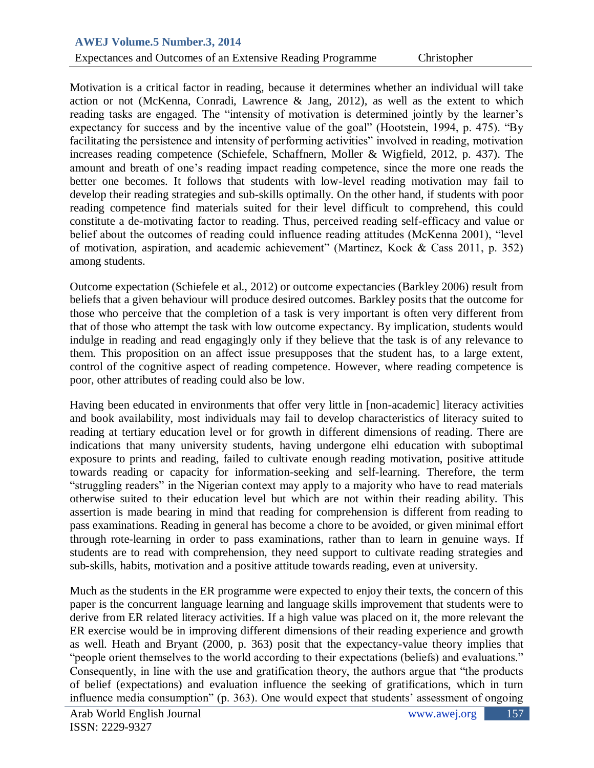Motivation is a critical factor in reading, because it determines whether an individual will take action or not (McKenna, Conradi, Lawrence & Jang, 2012), as well as the extent to which reading tasks are engaged. The "intensity of motivation is determined jointly by the learner's expectancy for success and by the incentive value of the goal" (Hootstein, 1994, p. 475). "By facilitating the persistence and intensity of performing activities" involved in reading, motivation increases reading competence (Schiefele, Schaffnern, Moller & Wigfield, 2012, p. 437). The amount and breath of one's reading impact reading competence, since the more one reads the better one becomes. It follows that students with low-level reading motivation may fail to develop their reading strategies and sub-skills optimally. On the other hand, if students with poor reading competence find materials suited for their level difficult to comprehend, this could constitute a de-motivating factor to reading. Thus, perceived reading self-efficacy and value or belief about the outcomes of reading could influence reading attitudes (McKenna 2001), "level of motivation, aspiration, and academic achievement" (Martinez, Kock & Cass 2011, p. 352) among students.

Outcome expectation (Schiefele et al., 2012) or outcome expectancies (Barkley 2006) result from beliefs that a given behaviour will produce desired outcomes. Barkley posits that the outcome for those who perceive that the completion of a task is very important is often very different from that of those who attempt the task with low outcome expectancy. By implication, students would indulge in reading and read engagingly only if they believe that the task is of any relevance to them. This proposition on an affect issue presupposes that the student has, to a large extent, control of the cognitive aspect of reading competence. However, where reading competence is poor, other attributes of reading could also be low.

Having been educated in environments that offer very little in [non-academic] literacy activities and book availability, most individuals may fail to develop characteristics of literacy suited to reading at tertiary education level or for growth in different dimensions of reading. There are indications that many university students, having undergone elhi education with suboptimal exposure to prints and reading, failed to cultivate enough reading motivation, positive attitude towards reading or capacity for information-seeking and self-learning. Therefore, the term "struggling readers" in the Nigerian context may apply to a majority who have to read materials otherwise suited to their education level but which are not within their reading ability. This assertion is made bearing in mind that reading for comprehension is different from reading to pass examinations. Reading in general has become a chore to be avoided, or given minimal effort through rote-learning in order to pass examinations, rather than to learn in genuine ways. If students are to read with comprehension, they need support to cultivate reading strategies and sub-skills, habits, motivation and a positive attitude towards reading, even at university.

Much as the students in the ER programme were expected to enjoy their texts, the concern of this paper is the concurrent language learning and language skills improvement that students were to derive from ER related literacy activities. If a high value was placed on it, the more relevant the ER exercise would be in improving different dimensions of their reading experience and growth as well. Heath and Bryant (2000, p. 363) posit that the expectancy-value theory implies that "people orient themselves to the world according to their expectations (beliefs) and evaluations." Consequently, in line with the use and gratification theory, the authors argue that "the products of belief (expectations) and evaluation influence the seeking of gratifications, which in turn influence media consumption" (p. 363). One would expect that students' assessment of ongoing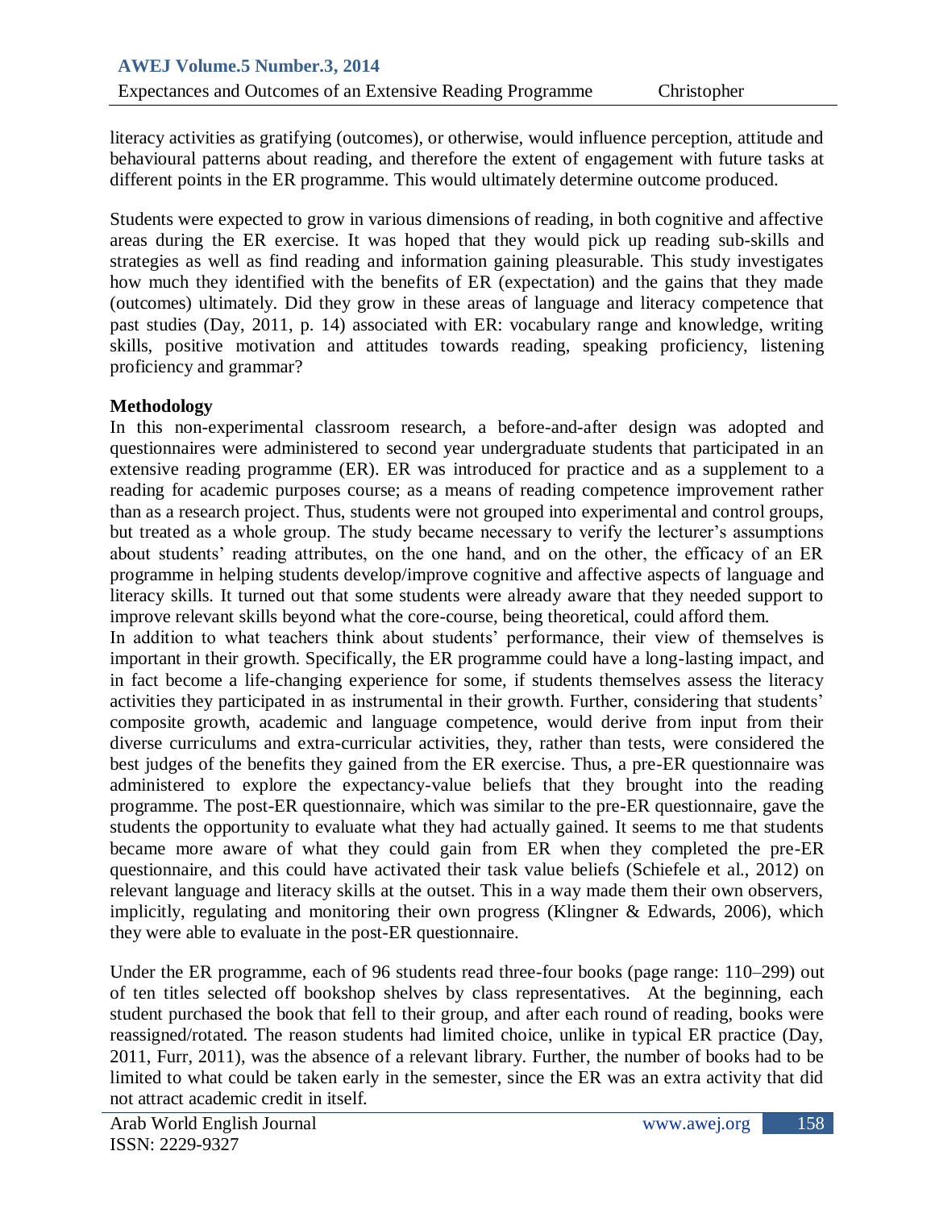literacy activities as gratifying (outcomes), or otherwise, would influence perception, attitude and behavioural patterns about reading, and therefore the extent of engagement with future tasks at different points in the ER programme. This would ultimately determine outcome produced.

Students were expected to grow in various dimensions of reading, in both cognitive and affective areas during the ER exercise. It was hoped that they would pick up reading sub-skills and strategies as well as find reading and information gaining pleasurable. This study investigates how much they identified with the benefits of ER (expectation) and the gains that they made (outcomes) ultimately. Did they grow in these areas of language and literacy competence that past studies (Day, 2011, p. 14) associated with ER: vocabulary range and knowledge, writing skills, positive motivation and attitudes towards reading, speaking proficiency, listening proficiency and grammar?

**Methodology**

In this non-experimental classroom research, a before-and-after design was adopted and questionnaires were administered to second year undergraduate students that participated in an extensive reading programme (ER). ER was introduced for practice and as a supplement to a reading for academic purposes course; as a means of reading competence improvement rather than as a research project. Thus, students were not grouped into experimental and control groups, but treated as a whole group. The study became necessary to verify the lecturer's assumptions about students' reading attributes, on the one hand, and on the other, the efficacy of an ER programme in helping students develop/improve cognitive and affective aspects of language and literacy skills. It turned out that some students were already aware that they needed support to improve relevant skills beyond what the core-course, being theoretical, could afford them.

In addition to what teachers think about students' performance, their view of themselves is important in their growth. Specifically, the ER programme could have a long-lasting impact, and in fact become a life-changing experience for some, if students themselves assess the literacy activities they participated in as instrumental in their growth. Further, considering that students' composite growth, academic and language competence, would derive from input from their diverse curriculums and extra-curricular activities, they, rather than tests, were considered the best judges of the benefits they gained from the ER exercise. Thus, a pre-ER questionnaire was administered to explore the expectancy-value beliefs that they brought into the reading programme. The post-ER questionnaire, which was similar to the pre-ER questionnaire, gave the students the opportunity to evaluate what they had actually gained. It seems to me that students became more aware of what they could gain from ER when they completed the pre-ER questionnaire, and this could have activated their task value beliefs (Schiefele et al., 2012) on relevant language and literacy skills at the outset. This in a way made them their own observers, implicitly, regulating and monitoring their own progress (Klingner & Edwards, 2006), which they were able to evaluate in the post-ER questionnaire.

Under the ER programme, each of 96 students read three-four books (page range: 110–299) out of ten titles selected off bookshop shelves by class representatives. At the beginning, each student purchased the book that fell to their group, and after each round of reading, books were reassigned/rotated. The reason students had limited choice, unlike in typical ER practice (Day, 2011, Furr, 2011), was the absence of a relevant library. Further, the number of books had to be limited to what could be taken early in the semester, since the ER was an extra activity that did not attract academic credit in itself.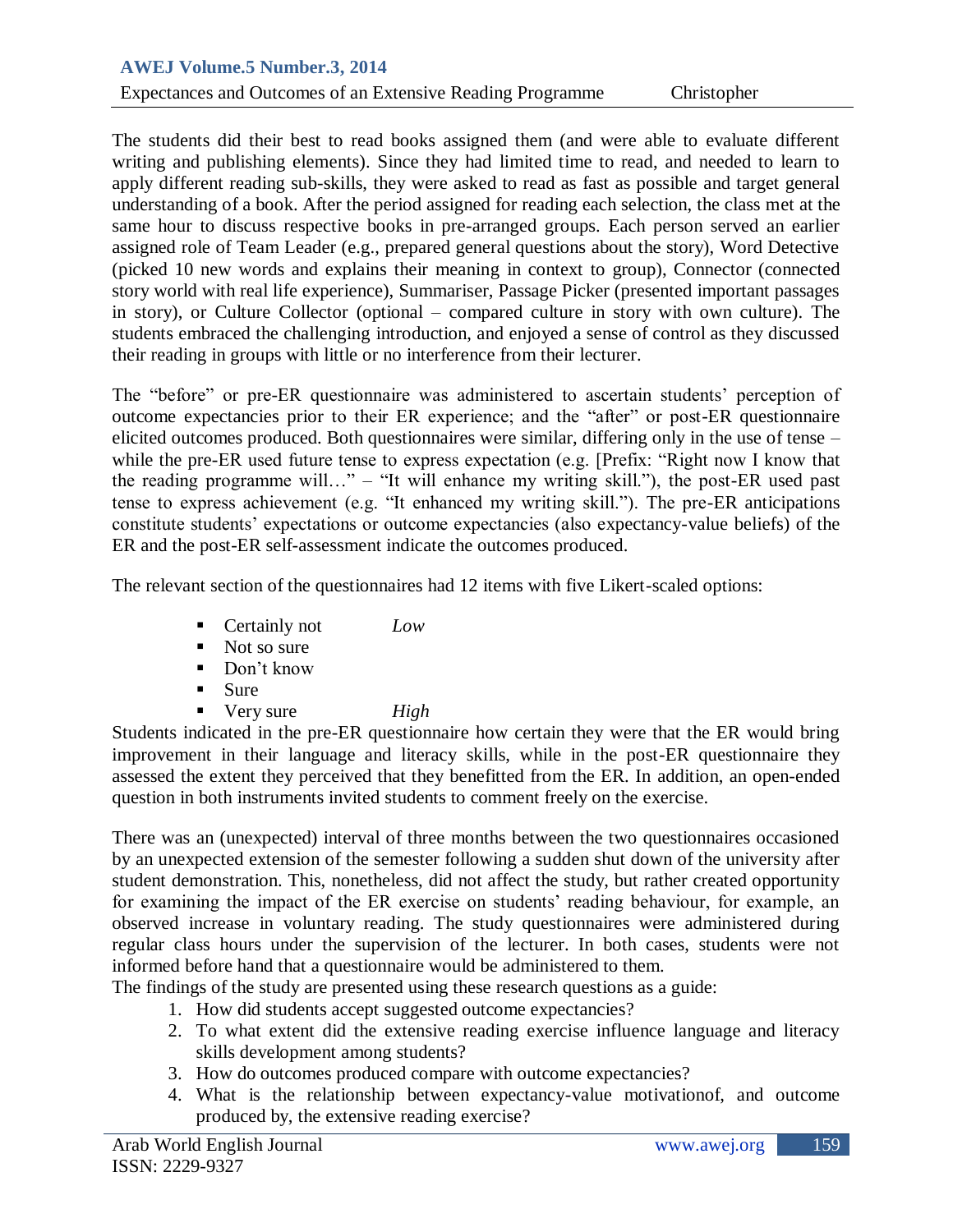The students did their best to read books assigned them (and were able to evaluate different writing and publishing elements). Since they had limited time to read, and needed to learn to apply different reading sub-skills, they were asked to read as fast as possible and target general understanding of a book. After the period assigned for reading each selection, the class met at the same hour to discuss respective books in pre-arranged groups. Each person served an earlier assigned role of Team Leader (e.g., prepared general questions about the story), Word Detective (picked 10 new words and explains their meaning in context to group), Connector (connected story world with real life experience), Summariser, Passage Picker (presented important passages in story), or Culture Collector (optional – compared culture in story with own culture). The students embraced the challenging introduction, and enjoyed a sense of control as they discussed their reading in groups with little or no interference from their lecturer.

The "before" or pre-ER questionnaire was administered to ascertain students' perception of outcome expectancies prior to their ER experience; and the "after" or post-ER questionnaire elicited outcomes produced. Both questionnaires were similar, differing only in the use of tense – while the pre-ER used future tense to express expectation (e.g. [Prefix: "Right now I know that the reading programme will…" – "It will enhance my writing skill."), the post-ER used past tense to express achievement (e.g. "It enhanced my writing skill."). The pre-ER anticipations constitute students' expectations or outcome expectancies (also expectancy-value beliefs) of the ER and the post-ER self-assessment indicate the outcomes produced.

The relevant section of the questionnaires had 12 items with five Likert-scaled options:

- Certainly not *Low*
- Not so sure
- Don't know
- Sure
- Very sure *High*

Students indicated in the pre-ER questionnaire how certain they were that the ER would bring improvement in their language and literacy skills, while in the post-ER questionnaire they assessed the extent they perceived that they benefitted from the ER. In addition, an open-ended question in both instruments invited students to comment freely on the exercise.

There was an (unexpected) interval of three months between the two questionnaires occasioned by an unexpected extension of the semester following a sudden shut down of the university after student demonstration. This, nonetheless, did not affect the study, but rather created opportunity for examining the impact of the ER exercise on students' reading behaviour, for example, an observed increase in voluntary reading. The study questionnaires were administered during regular class hours under the supervision of the lecturer. In both cases, students were not informed before hand that a questionnaire would be administered to them.

The findings of the study are presented using these research questions as a guide:

1. How did students accept suggested outcome expectancies?
2. To what extent did the extensive reading exercise influence language and literacy skills development among students?
3. How do outcomes produced compare with outcome expectancies?
4. What is the relationship between expectancy-value motivationof, and outcome produced by, the extensive reading exercise?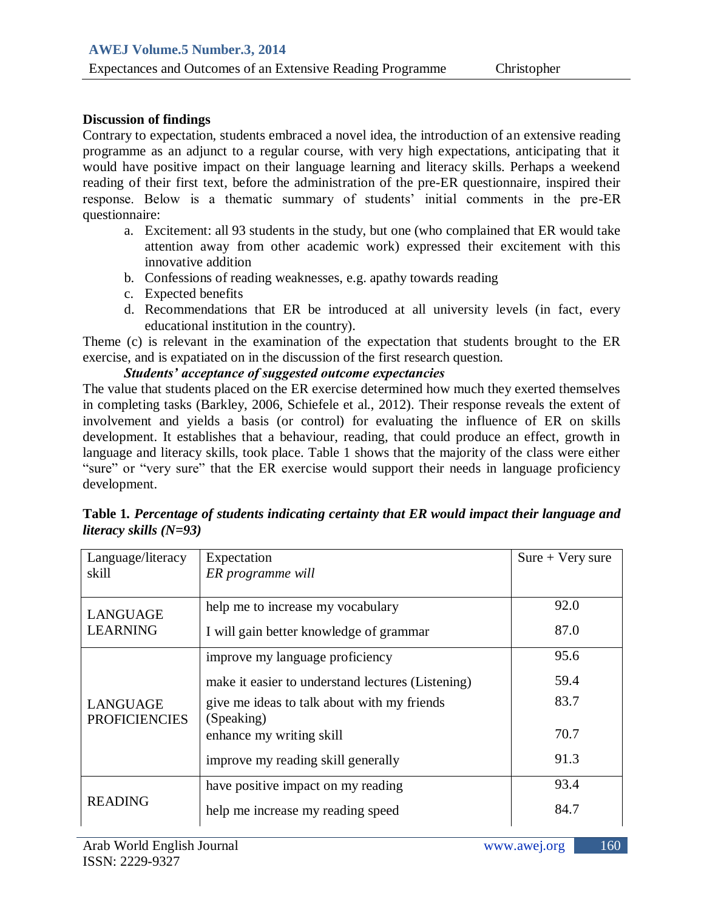## Discussion of findings

Contrary to expectation, students embraced a novel idea, the introduction of an extensive reading programme as an adjunct to a regular course, with very high expectations, anticipating that it would have positive impact on their language learning and literacy skills. Perhaps a weekend reading of their first text, before the administration of the pre-ER questionnaire, inspired their response. Below is a thematic summary of students' initial comments in the pre-ER questionnaire:

a. Excitement: all 93 students in the study, but one (who complained that ER would take attention away from other academic work) expressed their excitement with this innovative addition
b. Confessions of reading weaknesses, e.g. apathy towards reading
c. Expected benefits
d. Recommendations that ER be introduced at all university levels (in fact, every educational institution in the country).

Theme (c) is relevant in the examination of the expectation that students brought to the ER exercise, and is expatiated on in the discussion of the first research question.

### *Students' acceptance of suggested outcome expectancies*

The value that students placed on the ER exercise determined how much they exerted themselves in completing tasks (Barkley, 2006, Schiefele et al., 2012). Their response reveals the extent of involvement and yields a basis (or control) for evaluating the influence of ER on skills development. It establishes that a behaviour, reading, that could produce an effect, growth in language and literacy skills, took place. Table 1 shows that the majority of the class were either "sure" or "very sure" that the ER exercise would support their needs in language proficiency development.

**Table 1.** ***Percentage of students indicating certainty that ER would impact their language and literacy skills (N=93)***

| Language/literacy skill | Expectation *ER programme will* | Sure + Very sure |
|---|---|---|
| LANGUAGE LEARNING | help me to increase my vocabulary | 92.0 |
| | I will gain better knowledge of grammar | 87.0 |
| LANGUAGE PROFICIENCIES | improve my language proficiency | 95.6 |
| | make it easier to understand lectures (Listening) | 59.4 |
| | give me ideas to talk about with my friends (Speaking) | 83.7 |
| | enhance my writing skill | 70.7 |
| | improve my reading skill generally | 91.3 |
| READING | have positive impact on my reading | 93.4 |
| | help me increase my reading speed | 84.7 |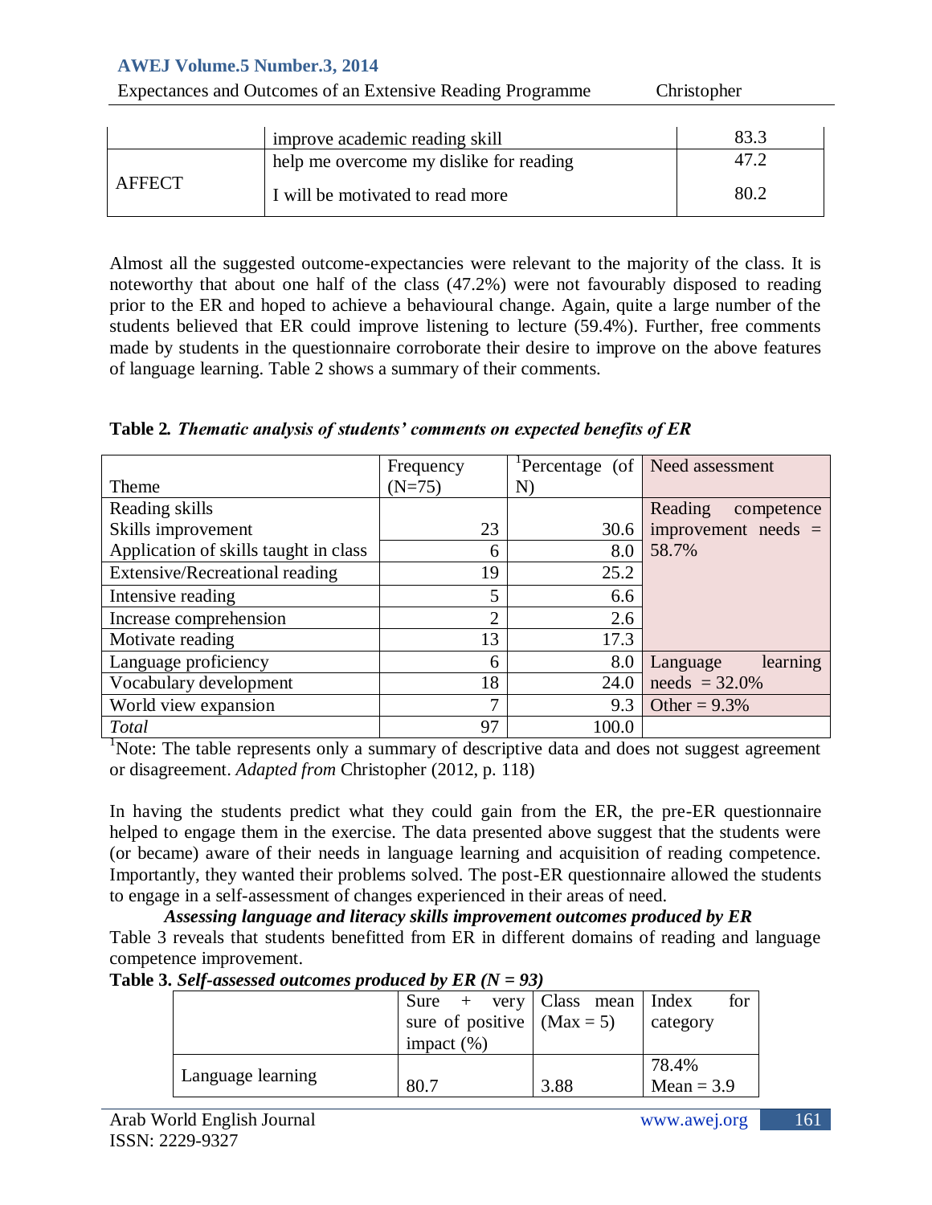| | improve academic reading skill | 83.3 |
|---|---|---|
| AFFECT | help me overcome my dislike for reading | 47.2 |
| | I will be motivated to read more | 80.2 |

Almost all the suggested outcome-expectancies were relevant to the majority of the class. It is noteworthy that about one half of the class (47.2%) were not favourably disposed to reading prior to the ER and hoped to achieve a behavioural change. Again, quite a large number of the students believed that ER could improve listening to lecture (59.4%). Further, free comments made by students in the questionnaire corroborate their desire to improve on the above features of language learning. Table 2 shows a summary of their comments.

**Table 2.** ***Thematic analysis of students' comments on expected benefits of ER***

| Theme | Frequency (N=75) | [1]Percentage (of N) | Need assessment |
|---|---|---|---|
| Reading skills | | | Reading competence improvement needs = 58.7% |
| Skills improvement | 23 | 30.6 | |
| Application of skills taught in class | 6 | 8.0 | |
| Extensive/Recreational reading | 19 | 25.2 | |
| Intensive reading | 5 | 6.6 | |
| Increase comprehension | 2 | 2.6 | |
| Motivate reading | 13 | 17.3 | |
| Language proficiency | 6 | 8.0 | Language learning needs = 32.0% |
| Vocabulary development | 18 | 24.0 | |
| World view expansion | 7 | 9.3 | Other = 9.3% |
| *Total* | 97 | 100.0 | |

[1]Note: The table represents only a summary of descriptive data and does not suggest agreement or disagreement. *Adapted from* Christopher (2012, p. 118)

In having the students predict what they could gain from the ER, the pre-ER questionnaire helped to engage them in the exercise. The data presented above suggest that the students were (or became) aware of their needs in language learning and acquisition of reading competence. Importantly, they wanted their problems solved. The post-ER questionnaire allowed the students to engage in a self-assessment of changes experienced in their areas of need.

***Assessing language and literacy skills improvement outcomes produced by ER***

Table 3 reveals that students benefitted from ER in different domains of reading and language competence improvement.

**Table 3.** ***Self-assessed outcomes produced by ER (N = 93)***

| | Sure + very sure of positive impact (%) | Class mean (Max = 5) | Index for category |
|---|---|---|---|
| Language learning | 80.7 | 3.88 | 78.4% Mean = 3.9 |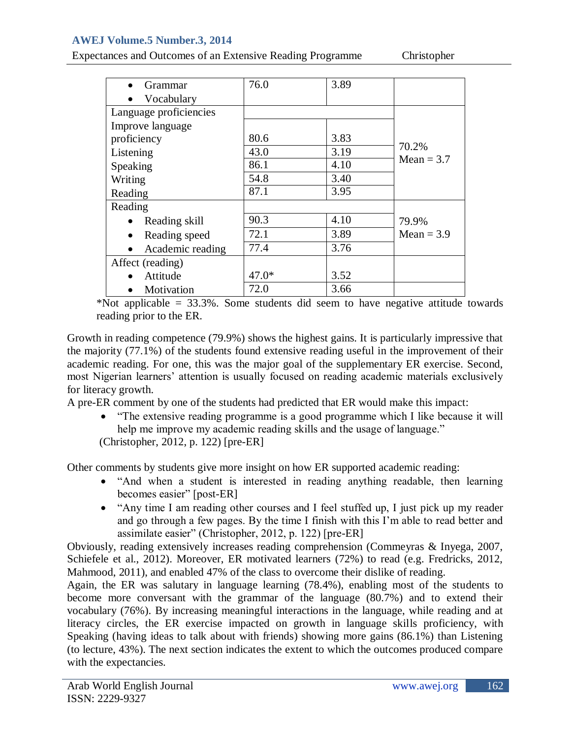| | | | |
|---|---|---|---|
| • Grammar<br>• Vocabulary | 76.0 | 3.89 | |
| Language proficiencies | | | 70.2%<br>Mean = 3.7 |
| Improve language proficiency | 80.6 | 3.83 | |
| Listening | 43.0 | 3.19 | |
| Speaking | 86.1 | 4.10 | |
| Writing | 54.8 | 3.40 | |
| Reading | 87.1 | 3.95 | |
| Reading | | | 79.9%<br>Mean = 3.9 |
| • Reading skill | 90.3 | 4.10 | |
| • Reading speed | 72.1 | 3.89 | |
| • Academic reading | 77.4 | 3.76 | |
| Affect (reading) | | | |
| • Attitude | 47.0* | 3.52 | |
| • Motivation | 72.0 | 3.66 | |

*Not applicable = 33.3%. Some students did seem to have negative attitude towards reading prior to the ER.

Growth in reading competence (79.9%) shows the highest gains. It is particularly impressive that the majority (77.1%) of the students found extensive reading useful in the improvement of their academic reading. For one, this was the major goal of the supplementary ER exercise. Second, most Nigerian learners' attention is usually focused on reading academic materials exclusively for literacy growth.

A pre-ER comment by one of the students had predicted that ER would make this impact:

- "The extensive reading programme is a good programme which I like because it will help me improve my academic reading skills and the usage of language."

(Christopher, 2012, p. 122) [pre-ER]

Other comments by students give more insight on how ER supported academic reading:

- "And when a student is interested in reading anything readable, then learning becomes easier" [post-ER]
- "Any time I am reading other courses and I feel stuffed up, I just pick up my reader and go through a few pages. By the time I finish with this I'm able to read better and assimilate easier" (Christopher, 2012, p. 122) [pre-ER]

Obviously, reading extensively increases reading comprehension (Commeyras & Inyega, 2007, Schiefele et al., 2012). Moreover, ER motivated learners (72%) to read (e.g. Fredricks, 2012, Mahmood, 2011), and enabled 47% of the class to overcome their dislike of reading.

Again, the ER was salutary in language learning (78.4%), enabling most of the students to become more conversant with the grammar of the language (80.7%) and to extend their vocabulary (76%). By increasing meaningful interactions in the language, while reading and at literacy circles, the ER exercise impacted on growth in language skills proficiency, with Speaking (having ideas to talk about with friends) showing more gains (86.1%) than Listening (to lecture, 43%). The next section indicates the extent to which the outcomes produced compare with the expectancies.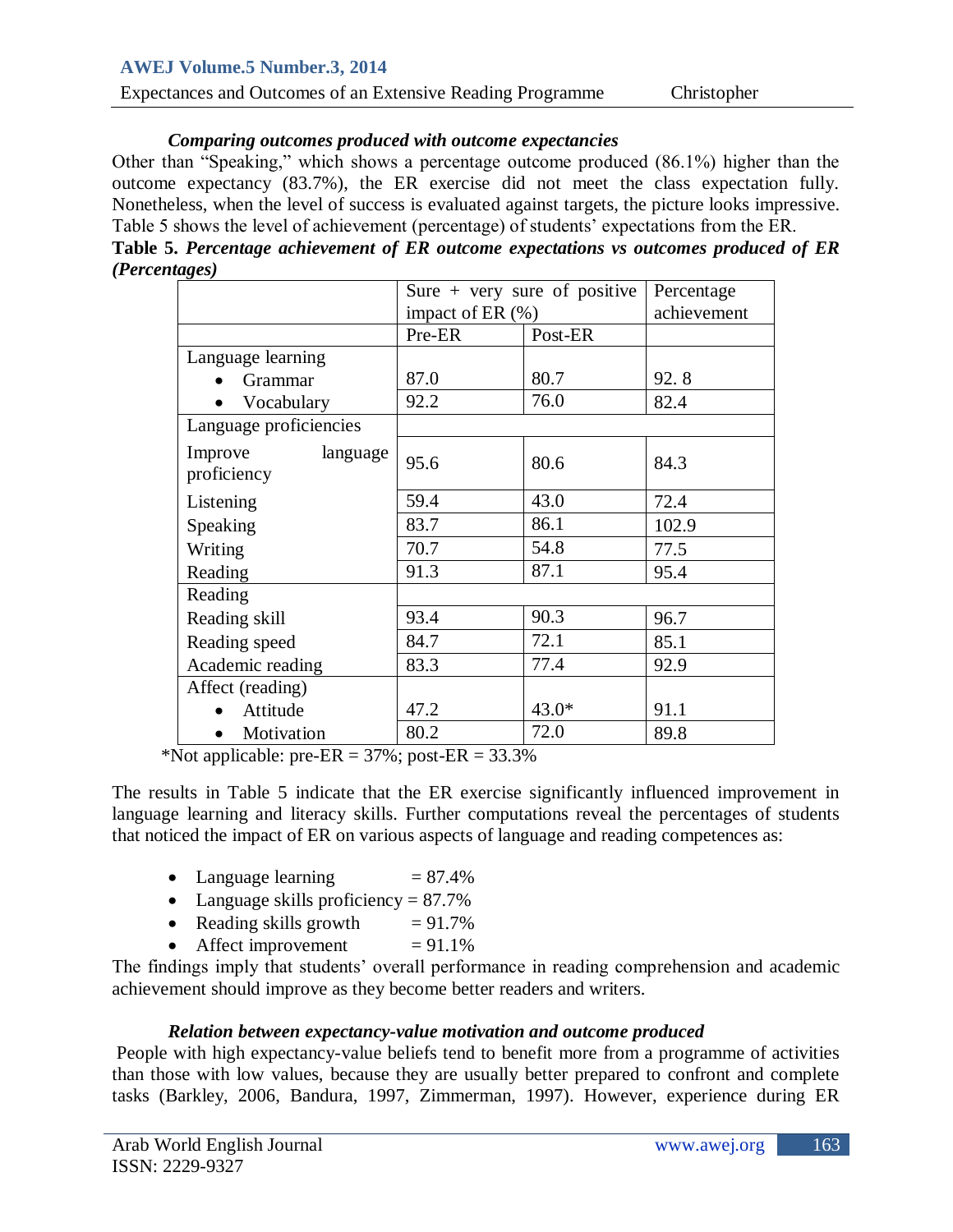### *Comparing outcomes produced with outcome expectancies*

Other than "Speaking," which shows a percentage outcome produced (86.1%) higher than the outcome expectancy (83.7%), the ER exercise did not meet the class expectation fully. Nonetheless, when the level of success is evaluated against targets, the picture looks impressive. Table 5 shows the level of achievement (percentage) of students' expectations from the ER.

**Table 5.** ***Percentage achievement of ER outcome expectations vs outcomes produced of ER (Percentages)***

| | Sure + very sure of positive impact of ER (%) | | Percentage achievement |
|---|---|---|---|
| | Pre-ER | Post-ER | |
| Language learning | | | |
| • Grammar | 87.0 | 80.7 | 92. 8 |
| • Vocabulary | 92.2 | 76.0 | 82.4 |
| Language proficiencies | | | |
| Improve language proficiency | 95.6 | 80.6 | 84.3 |
| Listening | 59.4 | 43.0 | 72.4 |
| Speaking | 83.7 | 86.1 | 102.9 |
| Writing | 70.7 | 54.8 | 77.5 |
| Reading | 91.3 | 87.1 | 95.4 |
| Reading | | | |
| Reading skill | 93.4 | 90.3 | 96.7 |
| Reading speed | 84.7 | 72.1 | 85.1 |
| Academic reading | 83.3 | 77.4 | 92.9 |
| Affect (reading) | | | |
| • Attitude | 47.2 | 43.0* | 91.1 |
| • Motivation | 80.2 | 72.0 | 89.8 |

*Not applicable: pre-ER = 37%; post-ER = 33.3%

The results in Table 5 indicate that the ER exercise significantly influenced improvement in language learning and literacy skills. Further computations reveal the percentages of students that noticed the impact of ER on various aspects of language and reading competences as:

- Language learning = 87.4%
- Language skills proficiency = 87.7%
- Reading skills growth = 91.7%
- Affect improvement = 91.1%

The findings imply that students' overall performance in reading comprehension and academic achievement should improve as they become better readers and writers.

### *Relation between expectancy-value motivation and outcome produced*

People with high expectancy-value beliefs tend to benefit more from a programme of activities than those with low values, because they are usually better prepared to confront and complete tasks (Barkley, 2006, Bandura, 1997, Zimmerman, 1997). However, experience during ER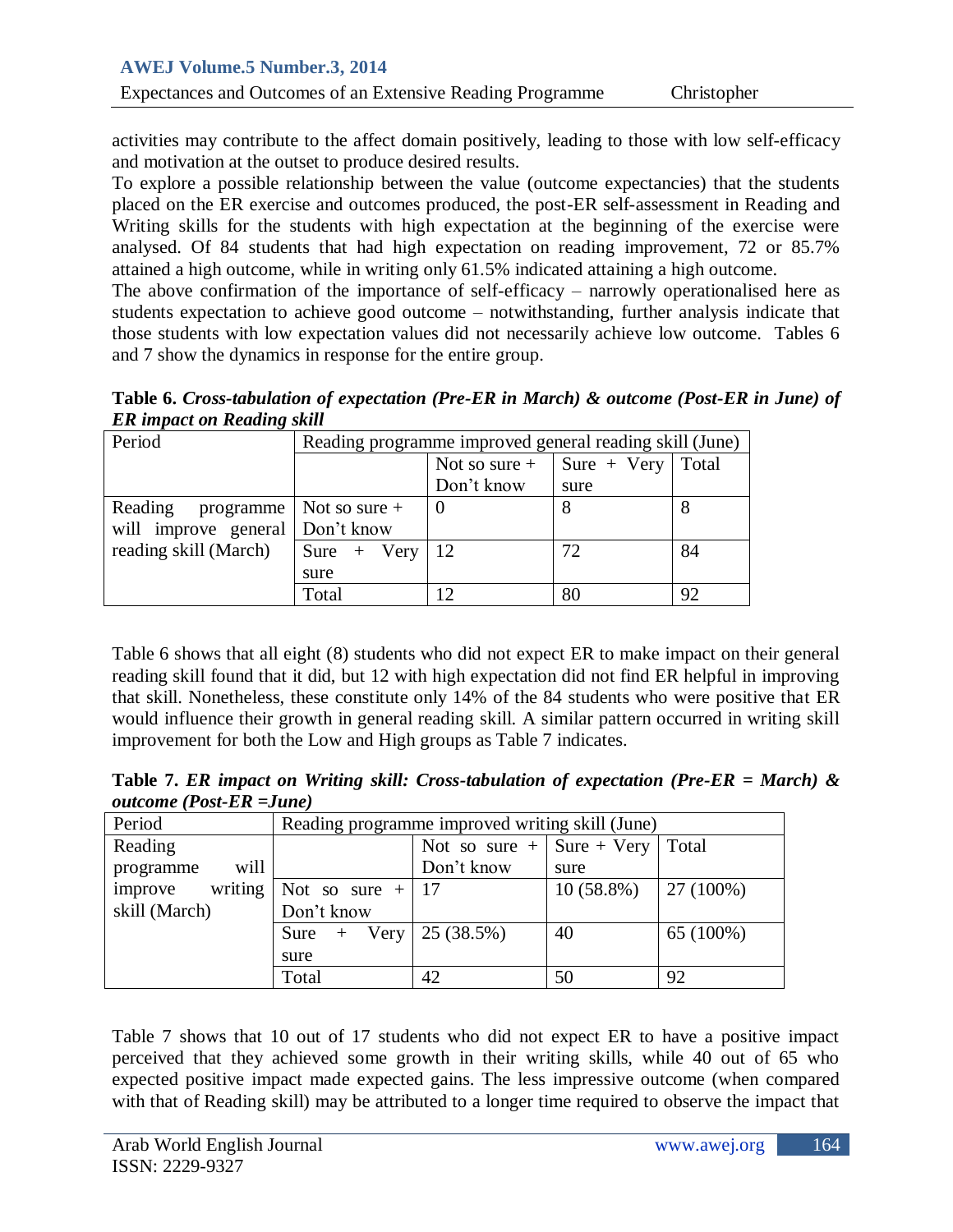activities may contribute to the affect domain positively, leading to those with low self-efficacy and motivation at the outset to produce desired results.

To explore a possible relationship between the value (outcome expectancies) that the students placed on the ER exercise and outcomes produced, the post-ER self-assessment in Reading and Writing skills for the students with high expectation at the beginning of the exercise were analysed. Of 84 students that had high expectation on reading improvement, 72 or 85.7% attained a high outcome, while in writing only 61.5% indicated attaining a high outcome.

The above confirmation of the importance of self-efficacy – narrowly operationalised here as students expectation to achieve good outcome – notwithstanding, further analysis indicate that those students with low expectation values did not necessarily achieve low outcome. Tables 6 and 7 show the dynamics in response for the entire group.

**Table 6.** ***Cross-tabulation of expectation (Pre-ER in March) & outcome (Post-ER in June) of ER impact on Reading skill***

| Period | Reading programme improved general reading skill (June) | | | |
|---|---|---|---|---|
| | | Not so sure + Don't know | Sure + Very sure | Total |
| Reading programme will improve general reading skill (March) | Not so sure + Don't know | 0 | 8 | 8 |
| | Sure + Very sure | 12 | 72 | 84 |
| | Total | 12 | 80 | 92 |

Table 6 shows that all eight (8) students who did not expect ER to make impact on their general reading skill found that it did, but 12 with high expectation did not find ER helpful in improving that skill. Nonetheless, these constitute only 14% of the 84 students who were positive that ER would influence their growth in general reading skill. A similar pattern occurred in writing skill improvement for both the Low and High groups as Table 7 indicates.

**Table 7.** ***ER impact on Writing skill: Cross-tabulation of expectation (Pre-ER = March) & outcome (Post-ER =June)***

| Period | Reading programme improved writing skill (June) | | | |
|---|---|---|---|---|
| Reading programme will improve writing skill (March) | | Not so sure + Don't know | Sure + Very sure | Total |
| | Not so sure + Don't know | 17 | 10 (58.8%) | 27 (100%) |
| | Sure + Very sure | 25 (38.5%) | 40 | 65 (100%) |
| | Total | 42 | 50 | 92 |

Table 7 shows that 10 out of 17 students who did not expect ER to have a positive impact perceived that they achieved some growth in their writing skills, while 40 out of 65 who expected positive impact made expected gains. The less impressive outcome (when compared with that of Reading skill) may be attributed to a longer time required to observe the impact that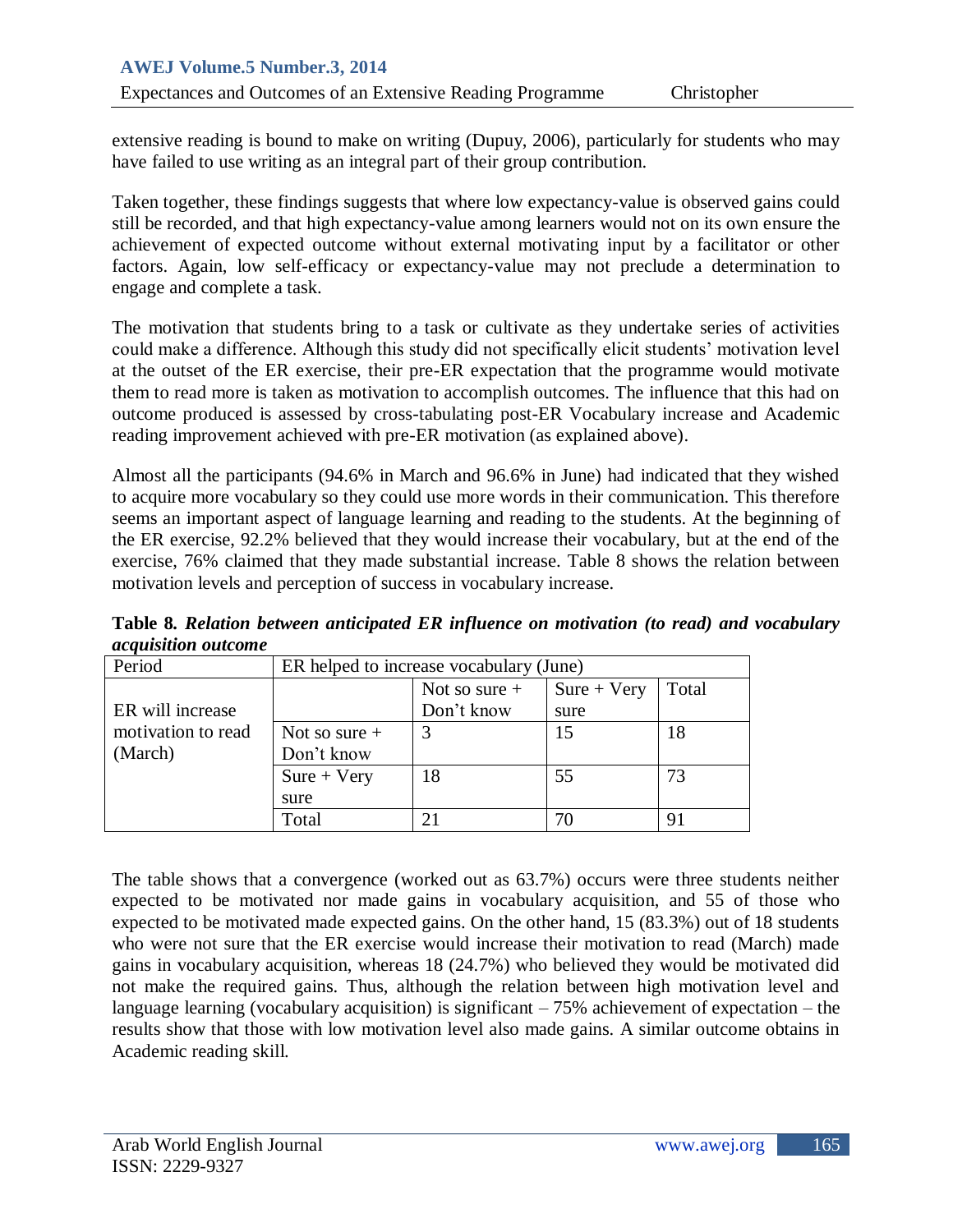extensive reading is bound to make on writing (Dupuy, 2006), particularly for students who may have failed to use writing as an integral part of their group contribution.

Taken together, these findings suggests that where low expectancy-value is observed gains could still be recorded, and that high expectancy-value among learners would not on its own ensure the achievement of expected outcome without external motivating input by a facilitator or other factors. Again, low self-efficacy or expectancy-value may not preclude a determination to engage and complete a task.

The motivation that students bring to a task or cultivate as they undertake series of activities could make a difference. Although this study did not specifically elicit students' motivation level at the outset of the ER exercise, their pre-ER expectation that the programme would motivate them to read more is taken as motivation to accomplish outcomes. The influence that this had on outcome produced is assessed by cross-tabulating post-ER Vocabulary increase and Academic reading improvement achieved with pre-ER motivation (as explained above).

Almost all the participants (94.6% in March and 96.6% in June) had indicated that they wished to acquire more vocabulary so they could use more words in their communication. This therefore seems an important aspect of language learning and reading to the students. At the beginning of the ER exercise, 92.2% believed that they would increase their vocabulary, but at the end of the exercise, 76% claimed that they made substantial increase. Table 8 shows the relation between motivation levels and perception of success in vocabulary increase.

**Table 8.** ***Relation between anticipated ER influence on motivation (to read) and vocabulary acquisition outcome***

| Period | ER helped to increase vocabulary (June) | | | |
|---|---|---|---|---|
| ER will increase motivation to read (March) | | Not so sure + Don't know | Sure + Very sure | Total |
| | Not so sure + Don't know | 3 | 15 | 18 |
| | Sure + Very sure | 18 | 55 | 73 |
| | Total | 21 | 70 | 91 |

The table shows that a convergence (worked out as 63.7%) occurs were three students neither expected to be motivated nor made gains in vocabulary acquisition, and 55 of those who expected to be motivated made expected gains. On the other hand, 15 (83.3%) out of 18 students who were not sure that the ER exercise would increase their motivation to read (March) made gains in vocabulary acquisition, whereas 18 (24.7%) who believed they would be motivated did not make the required gains. Thus, although the relation between high motivation level and language learning (vocabulary acquisition) is significant – 75% achievement of expectation – the results show that those with low motivation level also made gains. A similar outcome obtains in Academic reading skill.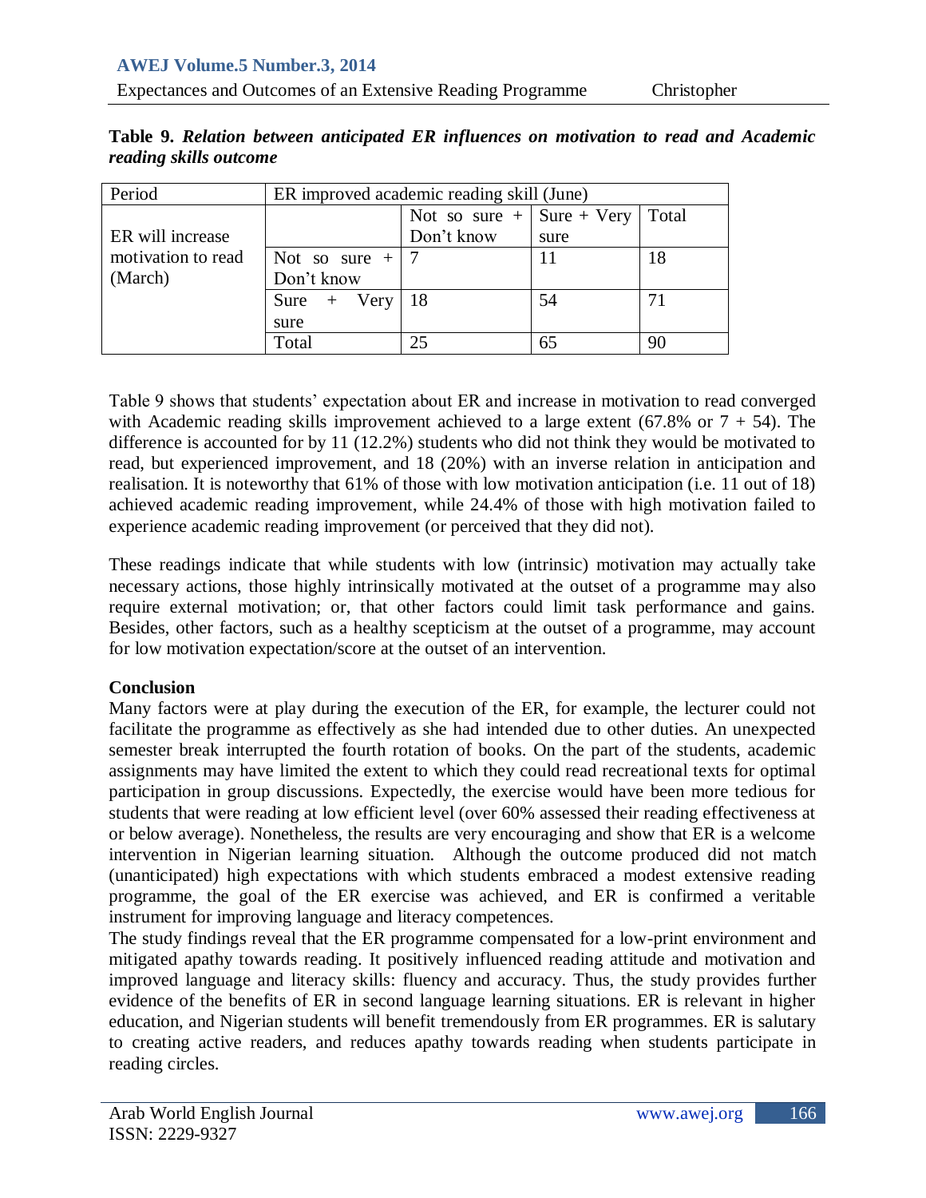**Table 9.** ***Relation between anticipated ER influences on motivation to read and Academic reading skills outcome***

| Period | ER improved academic reading skill (June) | | | |
|---|---|---|---|---|
| ER will increase motivation to read (March) | | Not so sure + Don't know | Sure + Very sure | Total |
| | Not so sure + Don't know | 7 | 11 | 18 |
| | Sure + Very sure | 18 | 54 | 71 |
| | Total | 25 | 65 | 90 |

Table 9 shows that students' expectation about ER and increase in motivation to read converged with Academic reading skills improvement achieved to a large extent (67.8% or 7 + 54). The difference is accounted for by 11 (12.2%) students who did not think they would be motivated to read, but experienced improvement, and 18 (20%) with an inverse relation in anticipation and realisation. It is noteworthy that 61% of those with low motivation anticipation (i.e. 11 out of 18) achieved academic reading improvement, while 24.4% of those with high motivation failed to experience academic reading improvement (or perceived that they did not).

These readings indicate that while students with low (intrinsic) motivation may actually take necessary actions, those highly intrinsically motivated at the outset of a programme may also require external motivation; or, that other factors could limit task performance and gains. Besides, other factors, such as a healthy scepticism at the outset of a programme, may account for low motivation expectation/score at the outset of an intervention.

**Conclusion**

Many factors were at play during the execution of the ER, for example, the lecturer could not facilitate the programme as effectively as she had intended due to other duties. An unexpected semester break interrupted the fourth rotation of books. On the part of the students, academic assignments may have limited the extent to which they could read recreational texts for optimal participation in group discussions. Expectedly, the exercise would have been more tedious for students that were reading at low efficient level (over 60% assessed their reading effectiveness at or below average). Nonetheless, the results are very encouraging and show that ER is a welcome intervention in Nigerian learning situation. Although the outcome produced did not match (unanticipated) high expectations with which students embraced a modest extensive reading programme, the goal of the ER exercise was achieved, and ER is confirmed a veritable instrument for improving language and literacy competences.

The study findings reveal that the ER programme compensated for a low-print environment and mitigated apathy towards reading. It positively influenced reading attitude and motivation and improved language and literacy skills: fluency and accuracy. Thus, the study provides further evidence of the benefits of ER in second language learning situations. ER is relevant in higher education, and Nigerian students will benefit tremendously from ER programmes. ER is salutary to creating active readers, and reduces apathy towards reading when students participate in reading circles.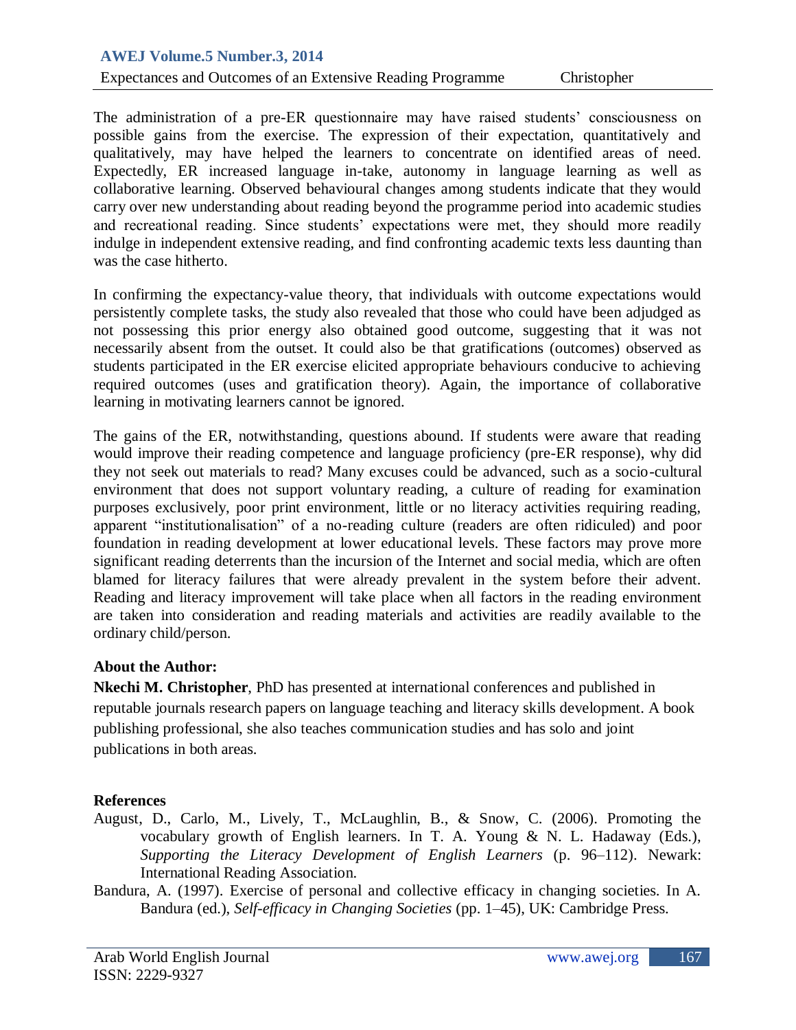The administration of a pre-ER questionnaire may have raised students' consciousness on possible gains from the exercise. The expression of their expectation, quantitatively and qualitatively, may have helped the learners to concentrate on identified areas of need. Expectedly, ER increased language in-take, autonomy in language learning as well as collaborative learning. Observed behavioural changes among students indicate that they would carry over new understanding about reading beyond the programme period into academic studies and recreational reading. Since students' expectations were met, they should more readily indulge in independent extensive reading, and find confronting academic texts less daunting than was the case hitherto.

In confirming the expectancy-value theory, that individuals with outcome expectations would persistently complete tasks, the study also revealed that those who could have been adjudged as not possessing this prior energy also obtained good outcome, suggesting that it was not necessarily absent from the outset. It could also be that gratifications (outcomes) observed as students participated in the ER exercise elicited appropriate behaviours conducive to achieving required outcomes (uses and gratification theory). Again, the importance of collaborative learning in motivating learners cannot be ignored.

The gains of the ER, notwithstanding, questions abound. If students were aware that reading would improve their reading competence and language proficiency (pre-ER response), why did they not seek out materials to read? Many excuses could be advanced, such as a socio-cultural environment that does not support voluntary reading, a culture of reading for examination purposes exclusively, poor print environment, little or no literacy activities requiring reading, apparent "institutionalisation" of a no-reading culture (readers are often ridiculed) and poor foundation in reading development at lower educational levels. These factors may prove more significant reading deterrents than the incursion of the Internet and social media, which are often blamed for literacy failures that were already prevalent in the system before their advent. Reading and literacy improvement will take place when all factors in the reading environment are taken into consideration and reading materials and activities are readily available to the ordinary child/person.

**About the Author:**

**Nkechi M. Christopher**, PhD has presented at international conferences and published in reputable journals research papers on language teaching and literacy skills development. A book publishing professional, she also teaches communication studies and has solo and joint publications in both areas.

**References**

August, D., Carlo, M., Lively, T., McLaughlin, B., & Snow, C. (2006). Promoting the vocabulary growth of English learners. In T. A. Young & N. L. Hadaway (Eds.), *Supporting the Literacy Development of English Learners* (p. 96–112). Newark: International Reading Association.

Bandura, A. (1997). Exercise of personal and collective efficacy in changing societies. In A. Bandura (ed.), *Self-efficacy in Changing Societies* (pp. 1–45), UK: Cambridge Press.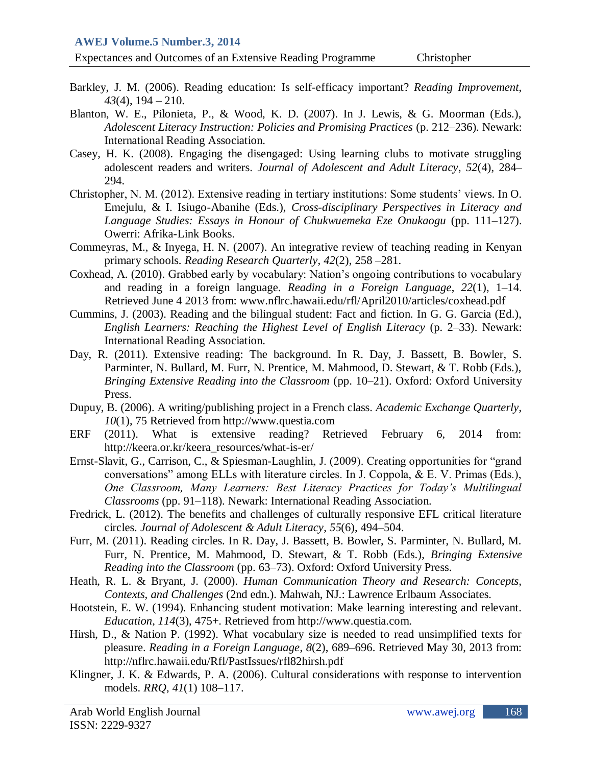Barkley, J. M. (2006). Reading education: Is self-efficacy important? *Reading Improvement*, *43*(4), 194 – 210.

Blanton, W. E., Pilonieta, P., & Wood, K. D. (2007). In J. Lewis, & G. Moorman (Eds.), *Adolescent Literacy Instruction: Policies and Promising Practices* (p. 212–236). Newark: International Reading Association.

Casey, H. K. (2008). Engaging the disengaged: Using learning clubs to motivate struggling adolescent readers and writers. *Journal of Adolescent and Adult Literacy*, *52*(4), 284–294.

Christopher, N. M. (2012). Extensive reading in tertiary institutions: Some students' views. In O. Emejulu, & I. Isiugo-Abanihe (Eds.), *Cross-disciplinary Perspectives in Literacy and Language Studies: Essays in Honour of Chukwuemeka Eze Onukaogu* (pp. 111–127). Owerri: Afrika-Link Books.

Commeyras, M., & Inyega, H. N. (2007). An integrative review of teaching reading in Kenyan primary schools. *Reading Research Quarterly*, *42*(2), 258 –281.

Coxhead, A. (2010). Grabbed early by vocabulary: Nation's ongoing contributions to vocabulary and reading in a foreign language. *Reading in a Foreign Language*, *22*(1), 1–14. Retrieved June 4 2013 from: www.nflrc.hawaii.edu/rfl/April2010/articles/coxhead.pdf

Cummins, J. (2003). Reading and the bilingual student: Fact and fiction. In G. G. Garcia (Ed.), *English Learners: Reaching the Highest Level of English Literacy* (p. 2–33). Newark: International Reading Association.

Day, R. (2011). Extensive reading: The background. In R. Day, J. Bassett, B. Bowler, S. Parminter, N. Bullard, M. Furr, N. Prentice, M. Mahmood, D. Stewart, & T. Robb (Eds.), *Bringing Extensive Reading into the Classroom* (pp. 10–21). Oxford: Oxford University Press.

Dupuy, B. (2006). A writing/publishing project in a French class. *Academic Exchange Quarterly*, *10*(1), 75 Retrieved from http://www.questia.com

ERF (2011). What is extensive reading? Retrieved February 6, 2014 from: http://keera.or.kr/keera_resources/what-is-er/

Ernst-Slavit, G., Carrison, C., & Spiesman-Laughlin, J. (2009). Creating opportunities for "grand conversations" among ELLs with literature circles. In J. Coppola, & E. V. Primas (Eds.), *One Classroom, Many Learners: Best Literacy Practices for Today's Multilingual Classrooms* (pp. 91–118). Newark: International Reading Association.

Fredrick, L. (2012). The benefits and challenges of culturally responsive EFL critical literature circles. *Journal of Adolescent & Adult Literacy*, *55*(6), 494–504.

Furr, M. (2011). Reading circles. In R. Day, J. Bassett, B. Bowler, S. Parminter, N. Bullard, M. Furr, N. Prentice, M. Mahmood, D. Stewart, & T. Robb (Eds.), *Bringing Extensive Reading into the Classroom* (pp. 63–73). Oxford: Oxford University Press.

Heath, R. L. & Bryant, J. (2000). *Human Communication Theory and Research: Concepts, Contexts, and Challenges* (2nd edn.). Mahwah, NJ.: Lawrence Erlbaum Associates.

Hootstein, E. W. (1994). Enhancing student motivation: Make learning interesting and relevant. *Education*, *114*(3), 475+. Retrieved from http://www.questia.com.

Hirsh, D., & Nation P. (1992). What vocabulary size is needed to read unsimplified texts for pleasure. *Reading in a Foreign Language*, *8*(2), 689–696. Retrieved May 30, 2013 from: http://nflrc.hawaii.edu/Rfl/PastIssues/rfl82hirsh.pdf

Klingner, J. K. & Edwards, P. A. (2006). Cultural considerations with response to intervention models. *RRQ*, *41*(1) 108–117.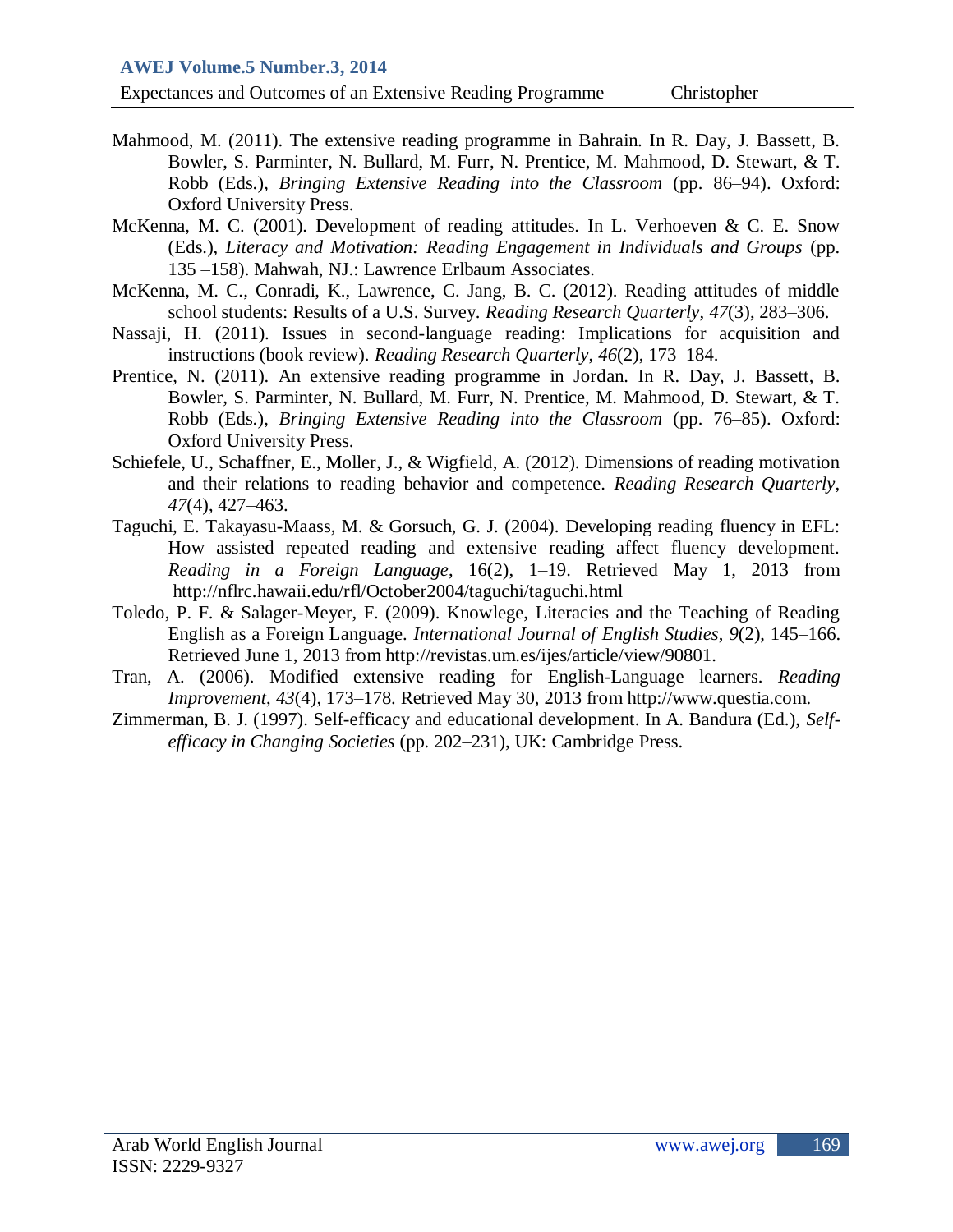Mahmood, M. (2011). The extensive reading programme in Bahrain. In R. Day, J. Bassett, B. Bowler, S. Parminter, N. Bullard, M. Furr, N. Prentice, M. Mahmood, D. Stewart, & T. Robb (Eds.), *Bringing Extensive Reading into the Classroom* (pp. 86–94). Oxford: Oxford University Press.

McKenna, M. C. (2001). Development of reading attitudes. In L. Verhoeven & C. E. Snow (Eds.), *Literacy and Motivation: Reading Engagement in Individuals and Groups* (pp. 135 –158). Mahwah, NJ.: Lawrence Erlbaum Associates.

McKenna, M. C., Conradi, K., Lawrence, C. Jang, B. C. (2012). Reading attitudes of middle school students: Results of a U.S. Survey. *Reading Research Quarterly*, *47*(3), 283–306.

Nassaji, H. (2011). Issues in second-language reading: Implications for acquisition and instructions (book review). *Reading Research Quarterly*, *46*(2), 173–184.

Prentice, N. (2011). An extensive reading programme in Jordan. In R. Day, J. Bassett, B. Bowler, S. Parminter, N. Bullard, M. Furr, N. Prentice, M. Mahmood, D. Stewart, & T. Robb (Eds.), *Bringing Extensive Reading into the Classroom* (pp. 76–85). Oxford: Oxford University Press.

Schiefele, U., Schaffner, E., Moller, J., & Wigfield, A. (2012). Dimensions of reading motivation and their relations to reading behavior and competence. *Reading Research Quarterly*, *47*(4), 427–463.

Taguchi, E. Takayasu-Maass, M. & Gorsuch, G. J. (2004). Developing reading fluency in EFL: How assisted repeated reading and extensive reading affect fluency development. *Reading in a Foreign Language*, 16(2), 1–19. Retrieved May 1, 2013 from http://nflrc.hawaii.edu/rfl/October2004/taguchi/taguchi.html

Toledo, P. F. & Salager-Meyer, F. (2009). Knowlege, Literacies and the Teaching of Reading English as a Foreign Language. *International Journal of English Studies*, *9*(2), 145–166. Retrieved June 1, 2013 from http://revistas.um.es/ijes/article/view/90801.

Tran, A. (2006). Modified extensive reading for English-Language learners. *Reading Improvement*, *43*(4), 173–178. Retrieved May 30, 2013 from http://www.questia.com.

Zimmerman, B. J. (1997). Self-efficacy and educational development. In A. Bandura (Ed.), *Self-efficacy in Changing Societies* (pp. 202–231), UK: Cambridge Press.